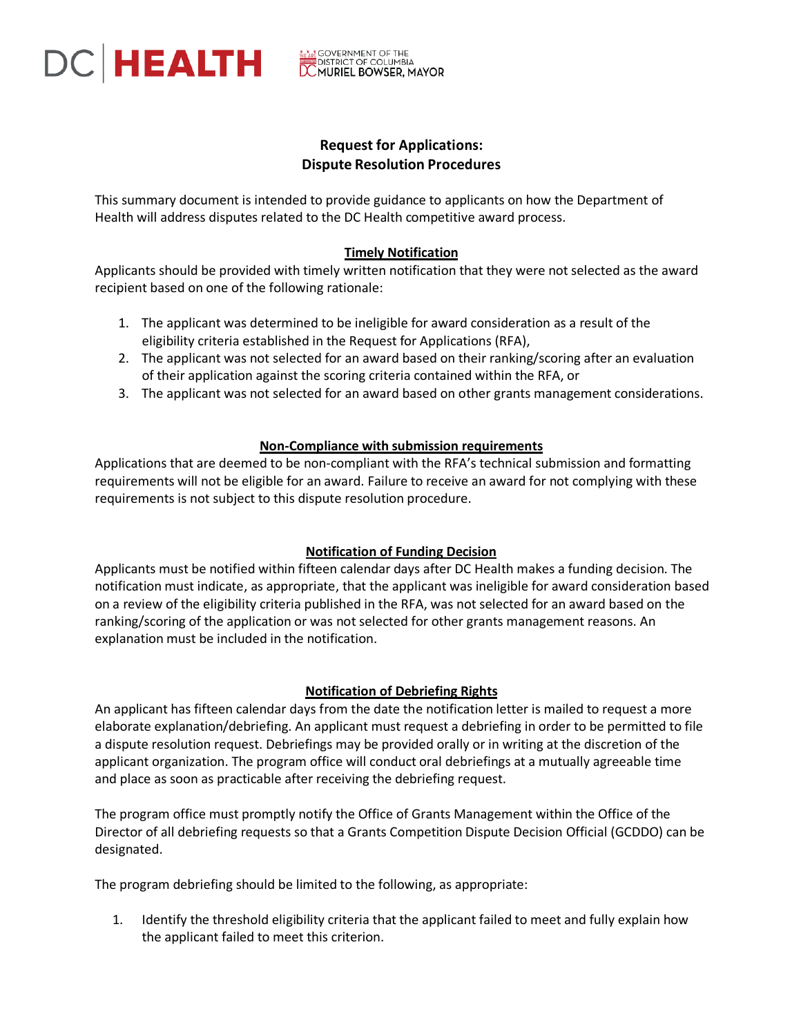DC | HEALTH

GOVERNMENT OF THE DISTRICT OF COLUMBIA
MURIEL BOWSER, MAYOR

# Request for Applications: Dispute Resolution Procedures

This summary document is intended to provide guidance to applicants on how the Department of Health will address disputes related to the DC Health competitive award process.

## Timely Notification

Applicants should be provided with timely written notification that they were not selected as the award recipient based on one of the following rationale:

1. The applicant was determined to be ineligible for award consideration as a result of the eligibility criteria established in the Request for Applications (RFA),
2. The applicant was not selected for an award based on their ranking/scoring after an evaluation of their application against the scoring criteria contained within the RFA, or
3. The applicant was not selected for an award based on other grants management considerations.

## Non-Compliance with submission requirements

Applications that are deemed to be non-compliant with the RFA's technical submission and formatting requirements will not be eligible for an award. Failure to receive an award for not complying with these requirements is not subject to this dispute resolution procedure.

## Notification of Funding Decision

Applicants must be notified within fifteen calendar days after DC Health makes a funding decision. The notification must indicate, as appropriate, that the applicant was ineligible for award consideration based on a review of the eligibility criteria published in the RFA, was not selected for an award based on the ranking/scoring of the application or was not selected for other grants management reasons. An explanation must be included in the notification.

## Notification of Debriefing Rights

An applicant has fifteen calendar days from the date the notification letter is mailed to request a more elaborate explanation/debriefing. An applicant must request a debriefing in order to be permitted to file a dispute resolution request. Debriefings may be provided orally or in writing at the discretion of the applicant organization. The program office will conduct oral debriefings at a mutually agreeable time and place as soon as practicable after receiving the debriefing request.

The program office must promptly notify the Office of Grants Management within the Office of the Director of all debriefing requests so that a Grants Competition Dispute Decision Official (GCDDO) can be designated.

The program debriefing should be limited to the following, as appropriate:

1. Identify the threshold eligibility criteria that the applicant failed to meet and fully explain how the applicant failed to meet this criterion.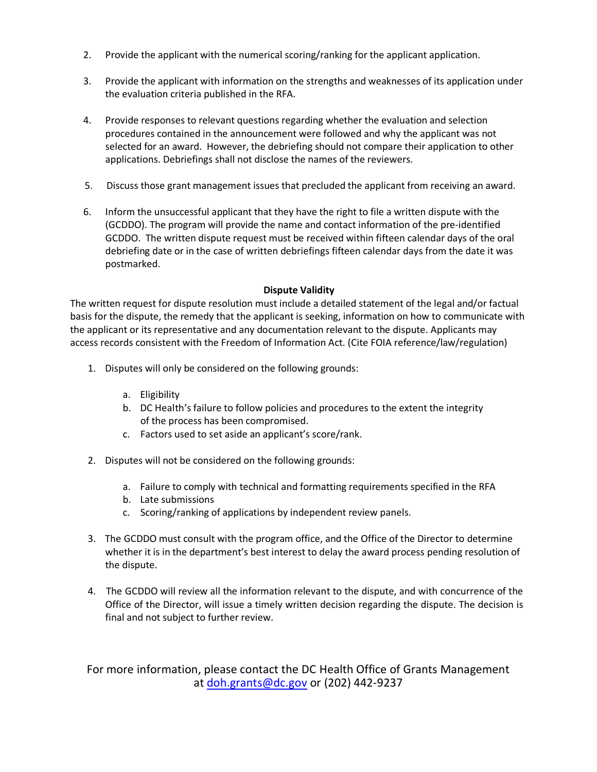2. Provide the applicant with the numerical scoring/ranking for the applicant application.

3. Provide the applicant with information on the strengths and weaknesses of its application under the evaluation criteria published in the RFA.

4. Provide responses to relevant questions regarding whether the evaluation and selection procedures contained in the announcement were followed and why the applicant was not selected for an award. However, the debriefing should not compare their application to other applications. Debriefings shall not disclose the names of the reviewers.

5. Discuss those grant management issues that precluded the applicant from receiving an award.

6. Inform the unsuccessful applicant that they have the right to file a written dispute with the (GCDDO). The program will provide the name and contact information of the pre-identified GCDDO. The written dispute request must be received within fifteen calendar days of the oral debriefing date or in the case of written debriefings fifteen calendar days from the date it was postmarked.

**Dispute Validity**

The written request for dispute resolution must include a detailed statement of the legal and/or factual basis for the dispute, the remedy that the applicant is seeking, information on how to communicate with the applicant or its representative and any documentation relevant to the dispute. Applicants may access records consistent with the Freedom of Information Act. (Cite FOIA reference/law/regulation)

1. Disputes will only be considered on the following grounds:
   a. Eligibility
   b. DC Health's failure to follow policies and procedures to the extent the integrity of the process has been compromised.
   c. Factors used to set aside an applicant's score/rank.

2. Disputes will not be considered on the following grounds:
   a. Failure to comply with technical and formatting requirements specified in the RFA
   b. Late submissions
   c. Scoring/ranking of applications by independent review panels.

3. The GCDDO must consult with the program office, and the Office of the Director to determine whether it is in the department's best interest to delay the award process pending resolution of the dispute.

4. The GCDDO will review all the information relevant to the dispute, and with concurrence of the Office of the Director, will issue a timely written decision regarding the dispute. The decision is final and not subject to further review.

For more information, please contact the DC Health Office of Grants Management at doh.grants@dc.gov or (202) 442-9237